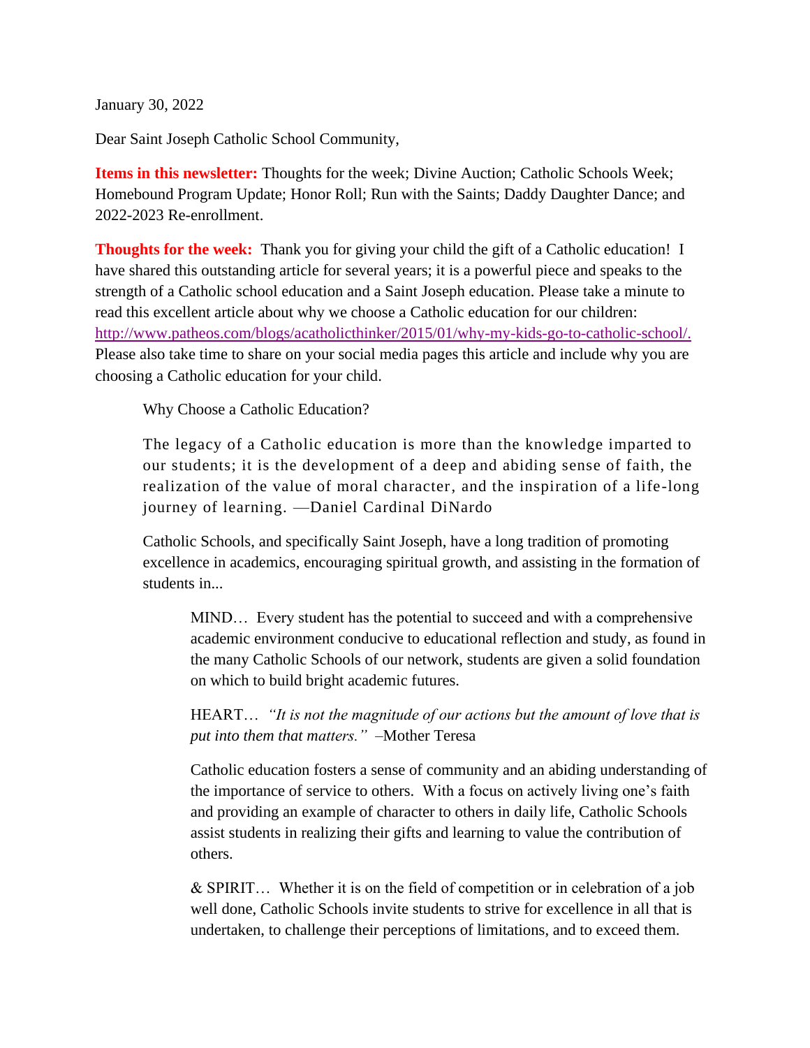January 30, 2022

Dear Saint Joseph Catholic School Community,

**Items in this newsletter:** Thoughts for the week; Divine Auction; Catholic Schools Week; Homebound Program Update; Honor Roll; Run with the Saints; Daddy Daughter Dance; and 2022-2023 Re-enrollment.

**Thoughts for the week:** Thank you for giving your child the gift of a Catholic education! I have shared this outstanding article for several years; it is a powerful piece and speaks to the strength of a Catholic school education and a Saint Joseph education. Please take a minute to read this excellent article about why we choose a Catholic education for our children: http://www.patheos.com/blogs/acatholicthinker/2015/01/why-my-kids-go-to-catholic-school/. Please also take time to share on your social media pages this article and include why you are choosing a Catholic education for your child.

> Why Choose a Catholic Education?
>
> The legacy of a Catholic education is more than the knowledge imparted to our students; it is the development of a deep and abiding sense of faith, the realization of the value of moral character, and the inspiration of a life-long journey of learning. —Daniel Cardinal DiNardo
>
> Catholic Schools, and specifically Saint Joseph, have a long tradition of promoting excellence in academics, encouraging spiritual growth, and assisting in the formation of students in...
>
> > MIND… Every student has the potential to succeed and with a comprehensive academic environment conducive to educational reflection and study, as found in the many Catholic Schools of our network, students are given a solid foundation on which to build bright academic futures.
> >
> > HEART… *"It is not the magnitude of our actions but the amount of love that is put into them that matters."* –Mother Teresa
> >
> > Catholic education fosters a sense of community and an abiding understanding of the importance of service to others. With a focus on actively living one's faith and providing an example of character to others in daily life, Catholic Schools assist students in realizing their gifts and learning to value the contribution of others.
> >
> > & SPIRIT… Whether it is on the field of competition or in celebration of a job well done, Catholic Schools invite students to strive for excellence in all that is undertaken, to challenge their perceptions of limitations, and to exceed them.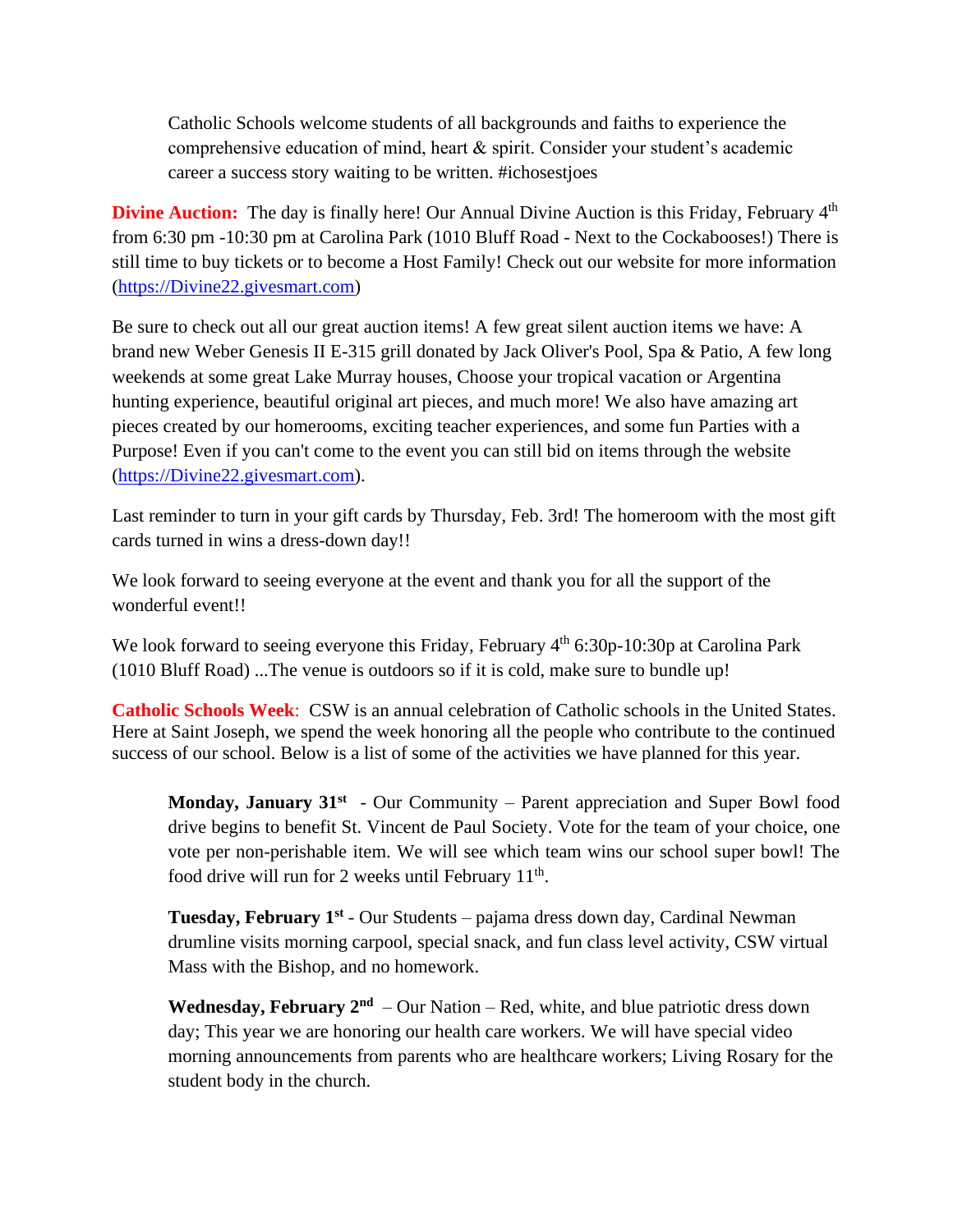Catholic Schools welcome students of all backgrounds and faiths to experience the comprehensive education of mind, heart & spirit. Consider your student's academic career a success story waiting to be written. #ichosestjoes

**Divine Auction:** The day is finally here! Our Annual Divine Auction is this Friday, February 4th from 6:30 pm -10:30 pm at Carolina Park (1010 Bluff Road - Next to the Cockabooses!) There is still time to buy tickets or to become a Host Family! Check out our website for more information (https://Divine22.givesmart.com)

Be sure to check out all our great auction items! A few great silent auction items we have: A brand new Weber Genesis II E-315 grill donated by Jack Oliver's Pool, Spa & Patio, A few long weekends at some great Lake Murray houses, Choose your tropical vacation or Argentina hunting experience, beautiful original art pieces, and much more! We also have amazing art pieces created by our homerooms, exciting teacher experiences, and some fun Parties with a Purpose! Even if you can't come to the event you can still bid on items through the website (https://Divine22.givesmart.com).

Last reminder to turn in your gift cards by Thursday, Feb. 3rd! The homeroom with the most gift cards turned in wins a dress-down day!!

We look forward to seeing everyone at the event and thank you for all the support of the wonderful event!!

We look forward to seeing everyone this Friday, February 4th 6:30p-10:30p at Carolina Park (1010 Bluff Road) ...The venue is outdoors so if it is cold, make sure to bundle up!

**Catholic Schools Week**: CSW is an annual celebration of Catholic schools in the United States. Here at Saint Joseph, we spend the week honoring all the people who contribute to the continued success of our school. Below is a list of some of the activities we have planned for this year.

**Monday, January 31st** - Our Community – Parent appreciation and Super Bowl food drive begins to benefit St. Vincent de Paul Society. Vote for the team of your choice, one vote per non-perishable item. We will see which team wins our school super bowl! The food drive will run for 2 weeks until February 11th.

**Tuesday, February 1st** - Our Students – pajama dress down day, Cardinal Newman drumline visits morning carpool, special snack, and fun class level activity, CSW virtual Mass with the Bishop, and no homework.

**Wednesday, February 2nd** – Our Nation – Red, white, and blue patriotic dress down day; This year we are honoring our health care workers. We will have special video morning announcements from parents who are healthcare workers; Living Rosary for the student body in the church.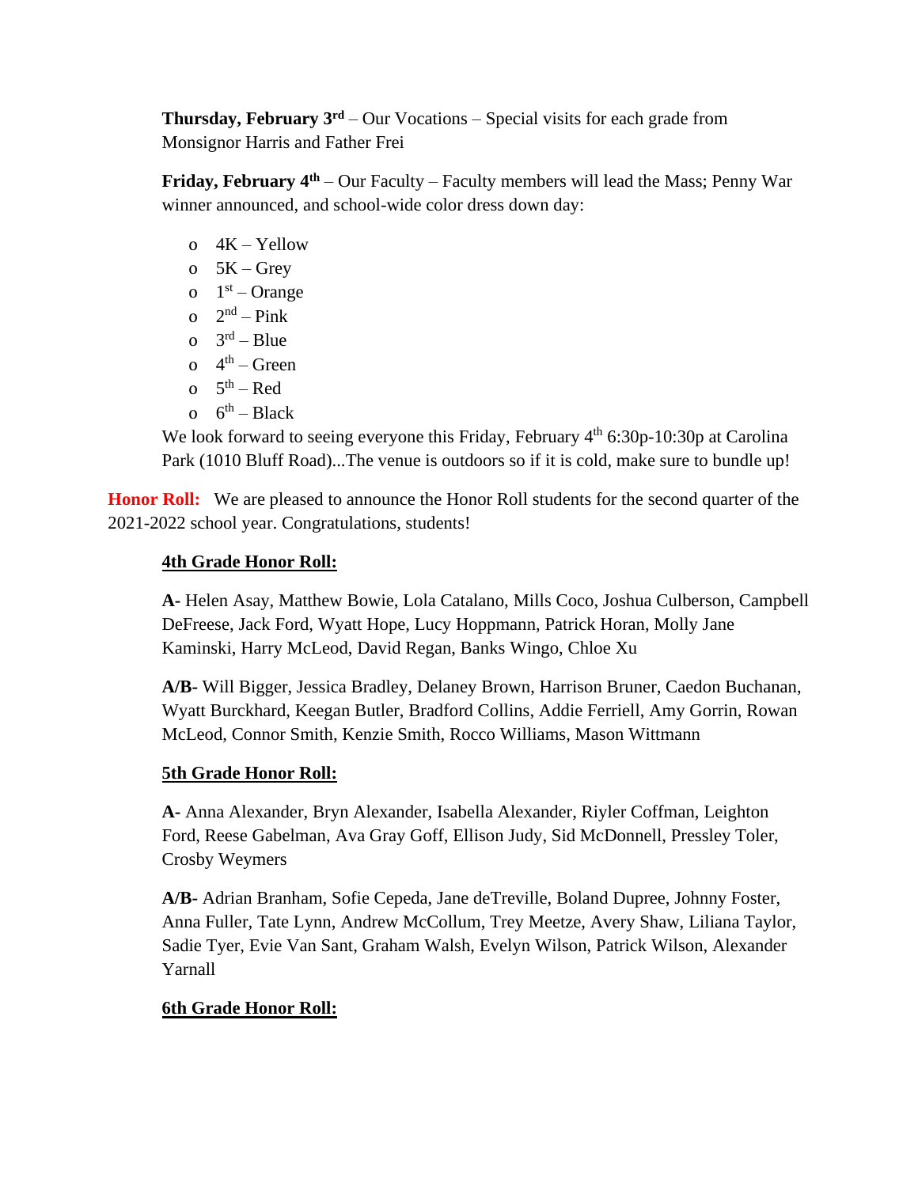**Thursday, February 3rd** – Our Vocations – Special visits for each grade from Monsignor Harris and Father Frei

**Friday, February 4th** – Our Faculty – Faculty members will lead the Mass; Penny War winner announced, and school-wide color dress down day:

- 4K – Yellow
- 5K – Grey
- 1st – Orange
- 2nd – Pink
- 3rd – Blue
- 4th – Green
- 5th – Red
- 6th – Black

We look forward to seeing everyone this Friday, February 4th 6:30p-10:30p at Carolina Park (1010 Bluff Road)...The venue is outdoors so if it is cold, make sure to bundle up!

**Honor Roll:** We are pleased to announce the Honor Roll students for the second quarter of the 2021-2022 school year. Congratulations, students!

**4th Grade Honor Roll:**

**A-** Helen Asay, Matthew Bowie, Lola Catalano, Mills Coco, Joshua Culberson, Campbell DeFreese, Jack Ford, Wyatt Hope, Lucy Hoppmann, Patrick Horan, Molly Jane Kaminski, Harry McLeod, David Regan, Banks Wingo, Chloe Xu

**A/B-** Will Bigger, Jessica Bradley, Delaney Brown, Harrison Bruner, Caedon Buchanan, Wyatt Burckhard, Keegan Butler, Bradford Collins, Addie Ferriell, Amy Gorrin, Rowan McLeod, Connor Smith, Kenzie Smith, Rocco Williams, Mason Wittmann

**5th Grade Honor Roll:**

**A-** Anna Alexander, Bryn Alexander, Isabella Alexander, Riyler Coffman, Leighton Ford, Reese Gabelman, Ava Gray Goff, Ellison Judy, Sid McDonnell, Pressley Toler, Crosby Weymers

**A/B-** Adrian Branham, Sofie Cepeda, Jane deTreville, Boland Dupree, Johnny Foster, Anna Fuller, Tate Lynn, Andrew McCollum, Trey Meetze, Avery Shaw, Liliana Taylor, Sadie Tyer, Evie Van Sant, Graham Walsh, Evelyn Wilson, Patrick Wilson, Alexander Yarnall

**6th Grade Honor Roll:**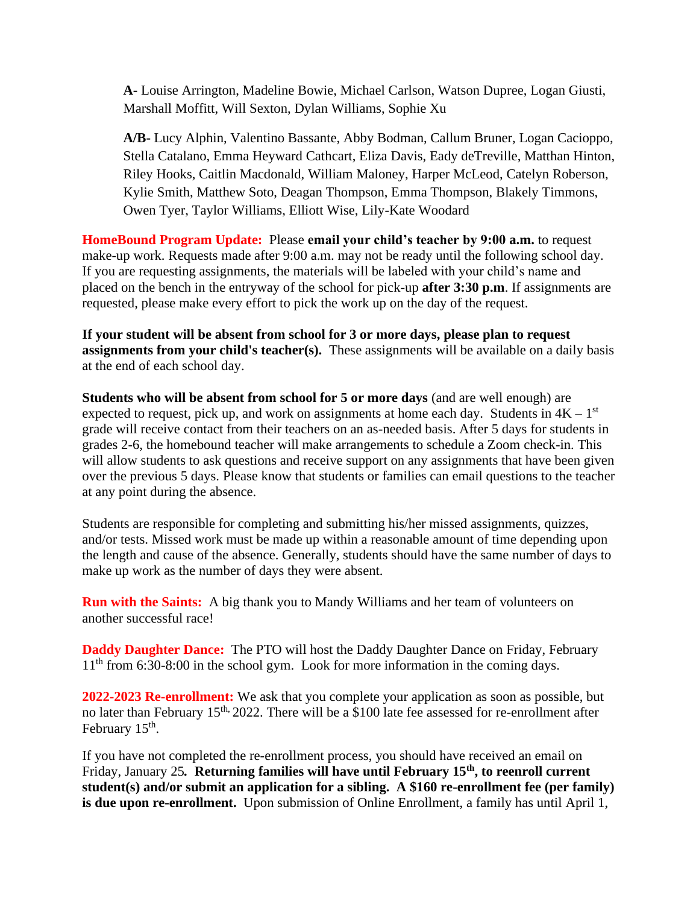**A-** Louise Arrington, Madeline Bowie, Michael Carlson, Watson Dupree, Logan Giusti, Marshall Moffitt, Will Sexton, Dylan Williams, Sophie Xu

**A/B-** Lucy Alphin, Valentino Bassante, Abby Bodman, Callum Bruner, Logan Cacioppo, Stella Catalano, Emma Heyward Cathcart, Eliza Davis, Eady deTreville, Matthan Hinton, Riley Hooks, Caitlin Macdonald, William Maloney, Harper McLeod, Catelyn Roberson, Kylie Smith, Matthew Soto, Deagan Thompson, Emma Thompson, Blakely Timmons, Owen Tyer, Taylor Williams, Elliott Wise, Lily-Kate Woodard

**HomeBound Program Update:** Please **email your child's teacher by 9:00 a.m.** to request make-up work. Requests made after 9:00 a.m. may not be ready until the following school day. If you are requesting assignments, the materials will be labeled with your child's name and placed on the bench in the entryway of the school for pick-up **after 3:30 p.m**. If assignments are requested, please make every effort to pick the work up on the day of the request.

**If your student will be absent from school for 3 or more days, please plan to request assignments from your child's teacher(s).** These assignments will be available on a daily basis at the end of each school day.

**Students who will be absent from school for 5 or more days** (and are well enough) are expected to request, pick up, and work on assignments at home each day. Students in 4K – 1st grade will receive contact from their teachers on an as-needed basis. After 5 days for students in grades 2-6, the homebound teacher will make arrangements to schedule a Zoom check-in. This will allow students to ask questions and receive support on any assignments that have been given over the previous 5 days. Please know that students or families can email questions to the teacher at any point during the absence.

Students are responsible for completing and submitting his/her missed assignments, quizzes, and/or tests. Missed work must be made up within a reasonable amount of time depending upon the length and cause of the absence. Generally, students should have the same number of days to make up work as the number of days they were absent.

**Run with the Saints:** A big thank you to Mandy Williams and her team of volunteers on another successful race!

**Daddy Daughter Dance:** The PTO will host the Daddy Daughter Dance on Friday, February 11th from 6:30-8:00 in the school gym. Look for more information in the coming days.

**2022-2023 Re-enrollment:** We ask that you complete your application as soon as possible, but no later than February 15th, 2022. There will be a $100 late fee assessed for re-enrollment after February 15th.

If you have not completed the re-enrollment process, you should have received an email on Friday, January 25**. Returning families will have until February 15th, to reenroll current student(s) and/or submit an application for a sibling. A $160 re-enrollment fee (per family) is due upon re-enrollment.** Upon submission of Online Enrollment, a family has until April 1,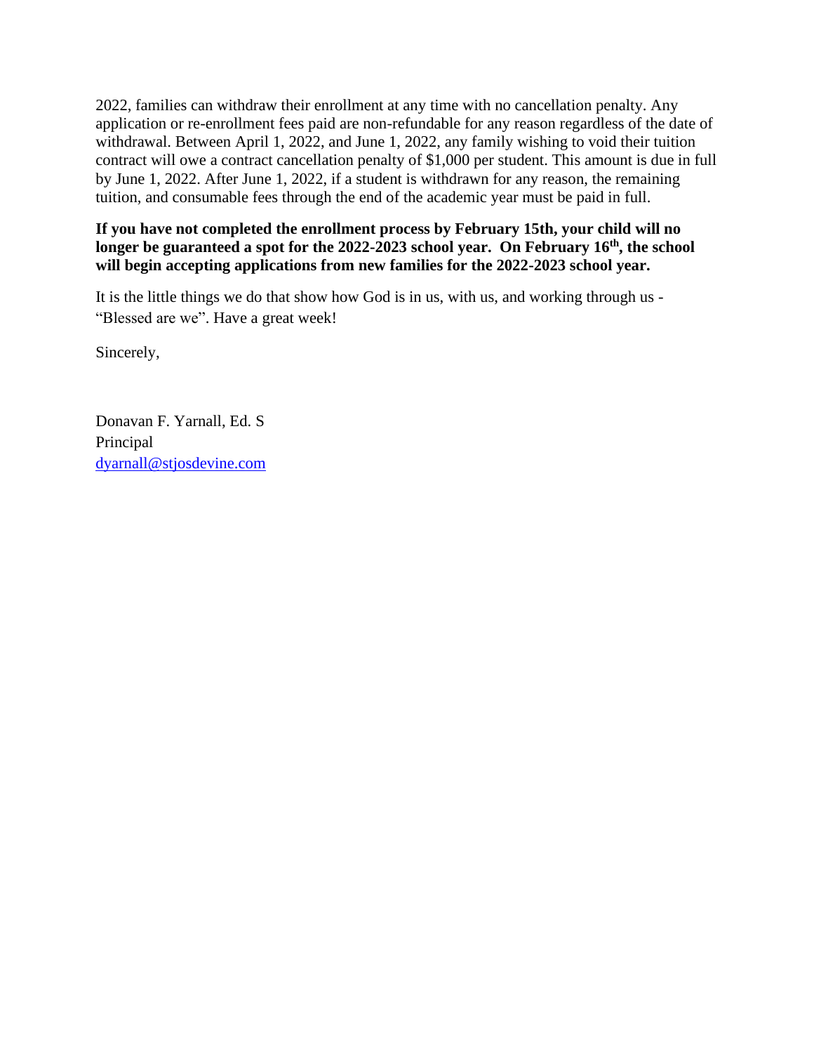2022, families can withdraw their enrollment at any time with no cancellation penalty. Any application or re-enrollment fees paid are non-refundable for any reason regardless of the date of withdrawal. Between April 1, 2022, and June 1, 2022, any family wishing to void their tuition contract will owe a contract cancellation penalty of $1,000 per student. This amount is due in full by June 1, 2022. After June 1, 2022, if a student is withdrawn for any reason, the remaining tuition, and consumable fees through the end of the academic year must be paid in full.

**If you have not completed the enrollment process by February 15th, your child will no longer be guaranteed a spot for the 2022-2023 school year. On February 16th, the school will begin accepting applications from new families for the 2022-2023 school year.**

It is the little things we do that show how God is in us, with us, and working through us - "Blessed are we". Have a great week!

Sincerely,

Donavan F. Yarnall, Ed. S
Principal
dyarnall@stjosdevine.com